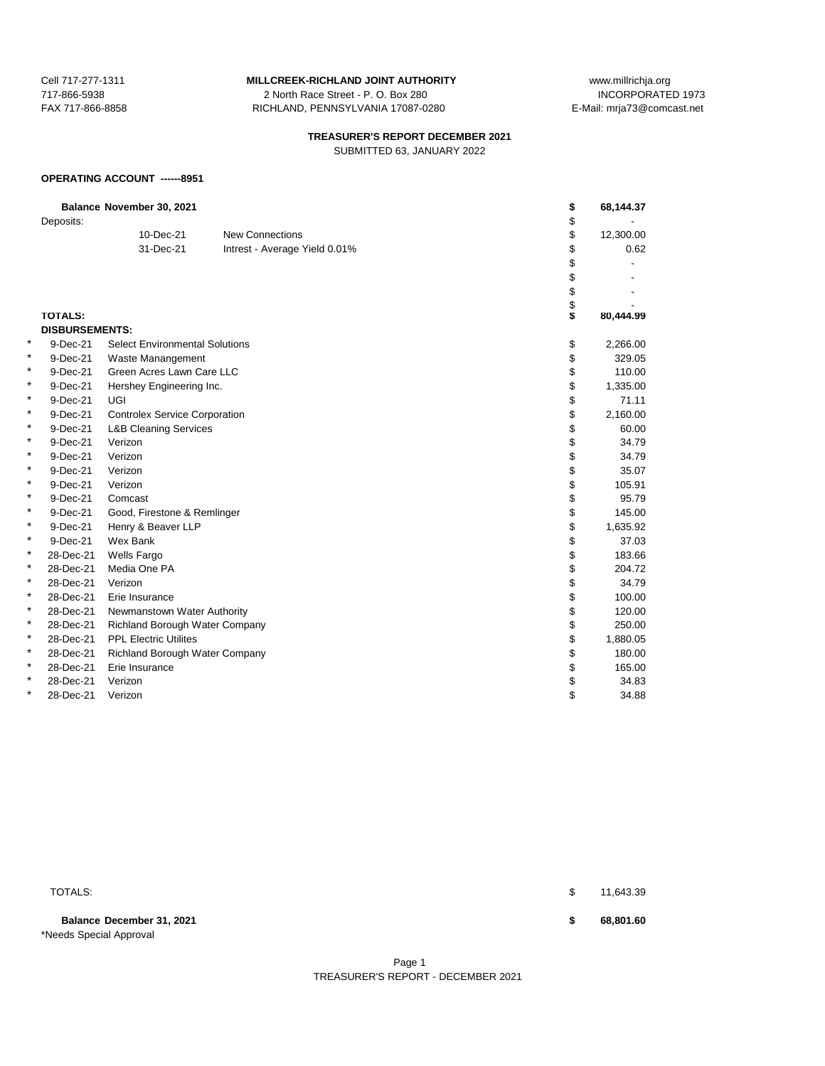Cell 717-277-1311
717-866-5938
FAX 717-866-8858

**MILLCREEK-RICHLAND JOINT AUTHORITY**
2 North Race Street - P. O. Box 280
RICHLAND, PENNSYLVANIA 17087-0280

www.millrichja.org
INCORPORATED 1973
E-Mail: mrja73@comcast.net

**TREASURER'S REPORT DECEMBER 2021**
SUBMITTED 63, JANUARY 2022

**OPERATING ACCOUNT ------8951**

| | | | | | |
|---|---|---|---|---|---|
| | **Balance November 30, 2021** | | | **$** | **68,144.37** |
| | Deposits: | | | $ | - |
| | | 10-Dec-21 | New Connections | $ | 12,300.00 |
| | | 31-Dec-21 | Intrest - Average Yield 0.01% | $ | 0.62 |
| | | | | $ | - |
| | | | | $ | - |
| | | | | $ | - |
| | | | | $ | - |
| | **TOTALS:** | | | **$** | **80,444.99** |
| | **DISBURSEMENTS:** | | | | |
| * | 9-Dec-21 | Select Environmental Solutions | | $ | 2,266.00 |
| * | 9-Dec-21 | Waste Manangement | | $ | 329.05 |
| * | 9-Dec-21 | Green Acres Lawn Care LLC | | $ | 110.00 |
| * | 9-Dec-21 | Hershey Engineering Inc. | | $ | 1,335.00 |
| * | 9-Dec-21 | UGI | | $ | 71.11 |
| * | 9-Dec-21 | Controlex Service Corporation | | $ | 2,160.00 |
| * | 9-Dec-21 | L&B Cleaning Services | | $ | 60.00 |
| * | 9-Dec-21 | Verizon | | $ | 34.79 |
| * | 9-Dec-21 | Verizon | | $ | 34.79 |
| * | 9-Dec-21 | Verizon | | $ | 35.07 |
| * | 9-Dec-21 | Verizon | | $ | 105.91 |
| * | 9-Dec-21 | Comcast | | $ | 95.79 |
| * | 9-Dec-21 | Good, Firestone & Remlinger | | $ | 145.00 |
| * | 9-Dec-21 | Henry & Beaver LLP | | $ | 1,635.92 |
| * | 9-Dec-21 | Wex Bank | | $ | 37.03 |
| * | 28-Dec-21 | Wells Fargo | | $ | 183.66 |
| * | 28-Dec-21 | Media One PA | | $ | 204.72 |
| * | 28-Dec-21 | Verizon | | $ | 34.79 |
| * | 28-Dec-21 | Erie Insurance | | $ | 100.00 |
| * | 28-Dec-21 | Newmanstown Water Authority | | $ | 120.00 |
| * | 28-Dec-21 | Richland Borough Water Company | | $ | 250.00 |
| * | 28-Dec-21 | PPL Electric Utilites | | $ | 1,880.05 |
| * | 28-Dec-21 | Richland Borough Water Company | | $ | 180.00 |
| * | 28-Dec-21 | Erie Insurance | | $ | 165.00 |
| * | 28-Dec-21 | Verizon | | $ | 34.83 |
| * | 28-Dec-21 | Verizon | | $ | 34.88 |
| | TOTALS: | | | $ | 11,643.39 |
| | **Balance December 31, 2021** | | | **$** | **68,801.60** |

*Needs Special Approval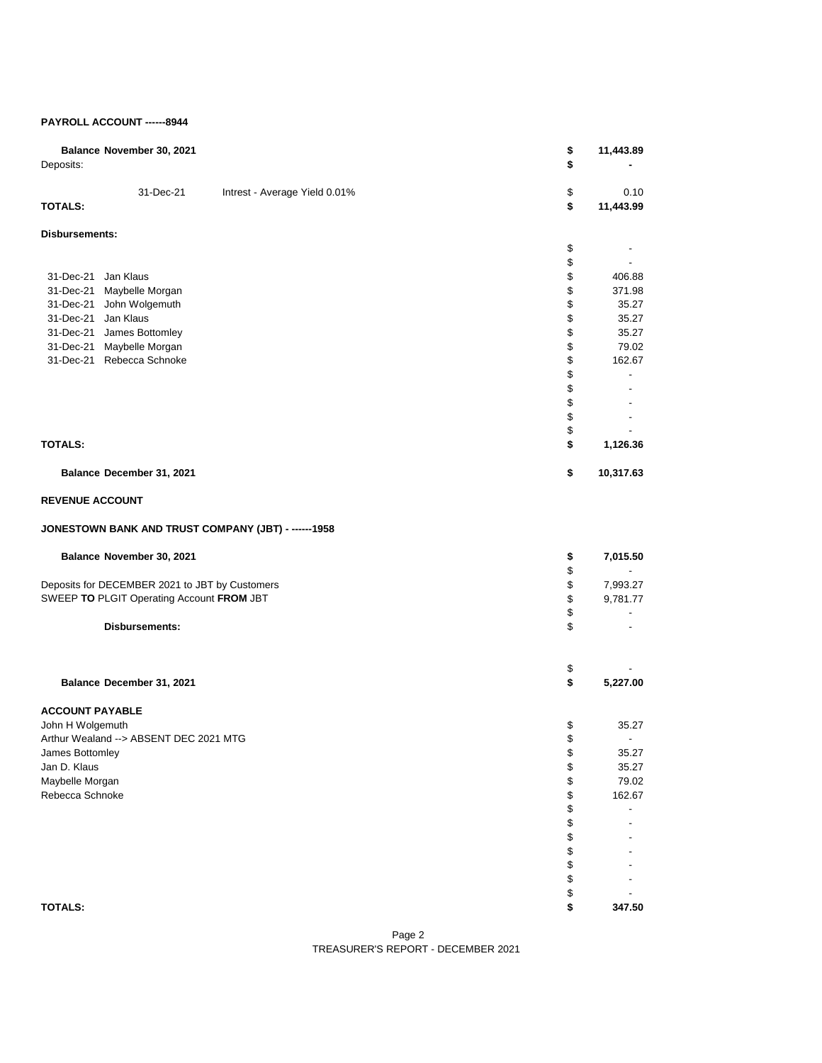**PAYROLL ACCOUNT ------8944**

| | | | |
|---|---|---|---|
| **Balance November 30, 2021** | | **$** | **11,443.89** |
| Deposits: | | **$** | **-** |
| 31-Dec-21 | Intrest - Average Yield 0.01% | $ | 0.10 |
| **TOTALS:** | | **$** | **11,443.99** |

**Disbursements:**

| | | | |
|---|---|---|---|
| | | $ | - |
| | | $ | - |
| 31-Dec-21 | Jan Klaus | $ | 406.88 |
| 31-Dec-21 | Maybelle Morgan | $ | 371.98 |
| 31-Dec-21 | John Wolgemuth | $ | 35.27 |
| 31-Dec-21 | Jan Klaus | $ | 35.27 |
| 31-Dec-21 | James Bottomley | $ | 35.27 |
| 31-Dec-21 | Maybelle Morgan | $ | 79.02 |
| 31-Dec-21 | Rebecca Schnoke | $ | 162.67 |
| | | $ | - |
| | | $ | - |
| | | $ | - |
| | | $ | - |
| | | $ | - |
| **TOTALS:** | | **$** | **1,126.36** |
| **Balance December 31, 2021** | | **$** | **10,317.63** |

**REVENUE ACCOUNT**

**JONESTOWN BANK AND TRUST COMPANY (JBT) - ------1958**

| | | |
|---|---|---|
| **Balance November 30, 2021** | **$** | **7,015.50** |
| | $ | - |
| Deposits for DECEMBER 2021 to JBT by Customers | $ | 7,993.27 |
| SWEEP **TO** PLGIT Operating Account **FROM** JBT | $ | 9,781.77 |
| | $ | - |
| **Disbursements:** | $ | - |
| | $ | - |
| **Balance December 31, 2021** | **$** | **5,227.00** |

**ACCOUNT PAYABLE**

| | | |
|---|---|---|
| John H Wolgemuth | $ | 35.27 |
| Arthur Wealand --> ABSENT DEC 2021 MTG | $ | - |
| James Bottomley | $ | 35.27 |
| Jan D. Klaus | $ | 35.27 |
| Maybelle Morgan | $ | 79.02 |
| Rebecca Schnoke | $ | 162.67 |
| | $ | - |
| | $ | - |
| | $ | - |
| | $ | - |
| | $ | - |
| | $ | - |
| | $ | - |
| **TOTALS:** | **$** | **347.50** |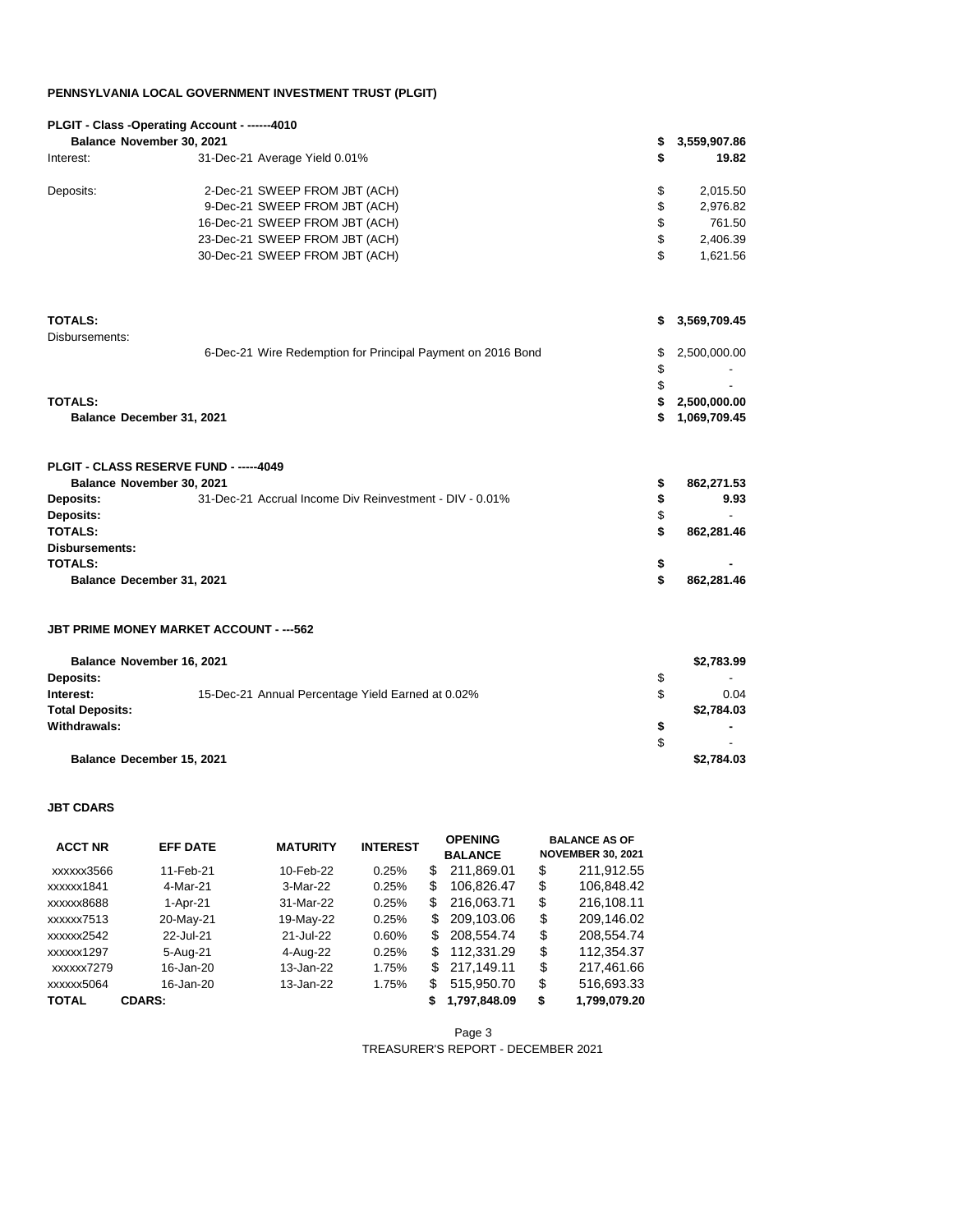**PENNSYLVANIA LOCAL GOVERNMENT INVESTMENT TRUST (PLGIT)**

**PLGIT - Class -Operating Account - ------4010**

| | | | |
|---|---|---|---|
| **Balance November 30, 2021** | | **$** | **3,559,907.86** |
| Interest: | 31-Dec-21 Average Yield 0.01% | **$** | **19.82** |
| Deposits: | 2-Dec-21 SWEEP FROM JBT (ACH) | $ | 2,015.50 |
| | 9-Dec-21 SWEEP FROM JBT (ACH) | $ | 2,976.82 |
| | 16-Dec-21 SWEEP FROM JBT (ACH) | $ | 761.50 |
| | 23-Dec-21 SWEEP FROM JBT (ACH) | $ | 2,406.39 |
| | 30-Dec-21 SWEEP FROM JBT (ACH) | $ | 1,621.56 |
| **TOTALS:** | | **$** | **3,569,709.45** |
| Disbursements: | | | |
| | 6-Dec-21 Wire Redemption for Principal Payment on 2016 Bond | $ | 2,500,000.00 |
| | | $ | - |
| | | $ | - |
| **TOTALS:** | | **$** | **2,500,000.00** |
| **Balance December 31, 2021** | | **$** | **1,069,709.45** |

**PLGIT - CLASS RESERVE FUND - -----4049**

| | | | |
|---|---|---|---|
| **Balance November 30, 2021** | | **$** | **862,271.53** |
| **Deposits:** | 31-Dec-21 Accrual Income Div Reinvestment - DIV - 0.01% | **$** | **9.93** |
| **Deposits:** | | $ | - |
| **TOTALS:** | | **$** | **862,281.46** |
| **Disbursements:** | | | |
| **TOTALS:** | | **$** | **-** |
| **Balance December 31, 2021** | | **$** | **862,281.46** |

**JBT PRIME MONEY MARKET ACCOUNT - ---562**

| | | | |
|---|---|---|---|
| **Balance November 16, 2021** | | | **$2,783.99** |
| **Deposits:** | | $ | - |
| **Interest:** | 15-Dec-21 Annual Percentage Yield Earned at 0.02% | $ | 0.04 |
| **Total Deposits:** | | | **$2,784.03** |
| **Withdrawals:** | | **$** | **-** |
| | | $ | - |
| **Balance December 15, 2021** | | | **$2,784.03** |

**JBT CDARS**

| ACCT NR | EFF DATE | MATURITY | INTEREST | OPENING BALANCE | BALANCE AS OF NOVEMBER 30, 2021 |
|---|---|---|---|---|---|
| xxxxxx3566 | 11-Feb-21 | 10-Feb-22 | 0.25% | $ 211,869.01 | $ 211,912.55 |
| xxxxxx1841 | 4-Mar-21 | 3-Mar-22 | 0.25% | $ 106,826.47 | $ 106,848.42 |
| xxxxxx8688 | 1-Apr-21 | 31-Mar-22 | 0.25% | $ 216,063.71 | $ 216,108.11 |
| xxxxxx7513 | 20-May-21 | 19-May-22 | 0.25% | $ 209,103.06 | $ 209,146.02 |
| xxxxxx2542 | 22-Jul-21 | 21-Jul-22 | 0.60% | $ 208,554.74 | $ 208,554.74 |
| xxxxxx1297 | 5-Aug-21 | 4-Aug-22 | 0.25% | $ 112,331.29 | $ 112,354.37 |
| xxxxxx7279 | 16-Jan-20 | 13-Jan-22 | 1.75% | $ 217,149.11 | $ 217,461.66 |
| xxxxxx5064 | 16-Jan-20 | 13-Jan-22 | 1.75% | $ 515,950.70 | $ 516,693.33 |
| **TOTAL** | **CDARS:** | | | **$ 1,797,848.09** | **$ 1,799,079.20** |

TREASURER'S REPORT - DECEMBER 2021